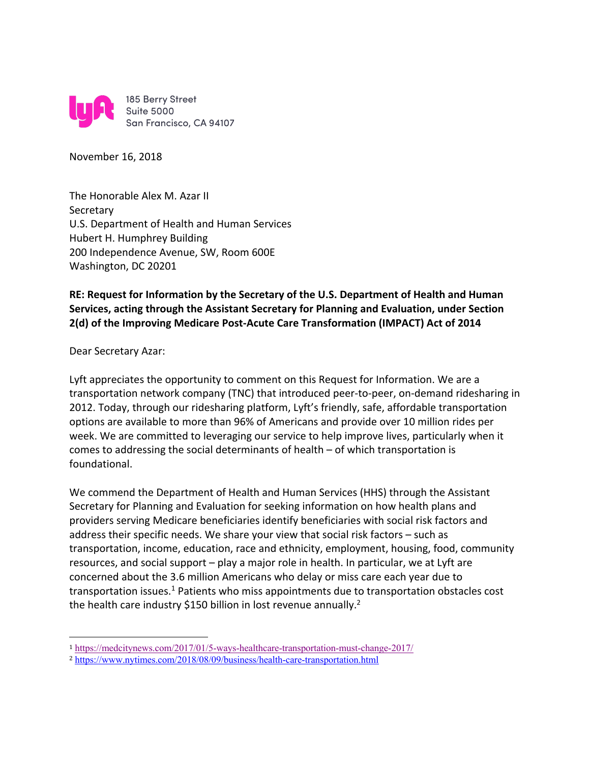185 Berry Street
Suite 5000
San Francisco, CA 94107

November 16, 2018

The Honorable Alex M. Azar II
Secretary
U.S. Department of Health and Human Services
Hubert H. Humphrey Building
200 Independence Avenue, SW, Room 600E
Washington, DC 20201

**RE: Request for Information by the Secretary of the U.S. Department of Health and Human Services, acting through the Assistant Secretary for Planning and Evaluation, under Section 2(d) of the Improving Medicare Post-Acute Care Transformation (IMPACT) Act of 2014**

Dear Secretary Azar:

Lyft appreciates the opportunity to comment on this Request for Information. We are a transportation network company (TNC) that introduced peer-to-peer, on-demand ridesharing in 2012. Today, through our ridesharing platform, Lyft's friendly, safe, affordable transportation options are available to more than 96% of Americans and provide over 10 million rides per week. We are committed to leveraging our service to help improve lives, particularly when it comes to addressing the social determinants of health – of which transportation is foundational.

We commend the Department of Health and Human Services (HHS) through the Assistant Secretary for Planning and Evaluation for seeking information on how health plans and providers serving Medicare beneficiaries identify beneficiaries with social risk factors and address their specific needs. We share your view that social risk factors – such as transportation, income, education, race and ethnicity, employment, housing, food, community resources, and social support – play a major role in health. In particular, we at Lyft are concerned about the 3.6 million Americans who delay or miss care each year due to transportation issues.[1] Patients who miss appointments due to transportation obstacles cost the health care industry $150 billion in lost revenue annually.[2]

[1] https://medcitynews.com/2017/01/5-ways-healthcare-transportation-must-change-2017/

[2] https://www.nytimes.com/2018/08/09/business/health-care-transportation.html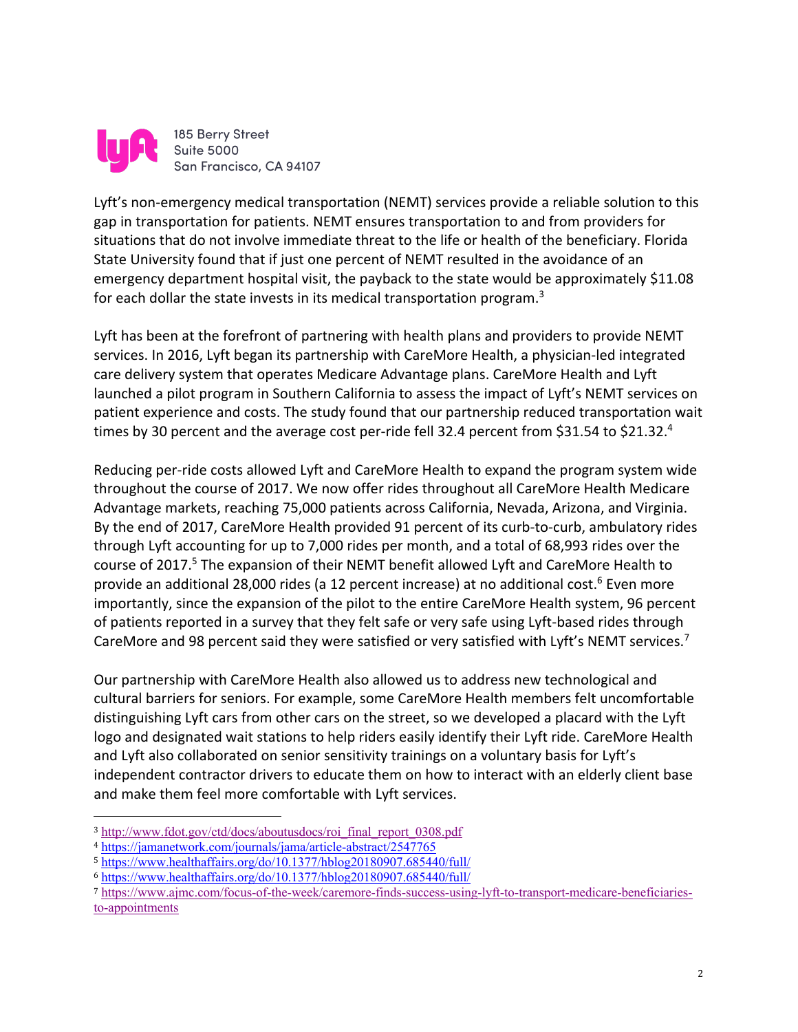185 Berry Street
Suite 5000
San Francisco, CA 94107

Lyft's non-emergency medical transportation (NEMT) services provide a reliable solution to this gap in transportation for patients. NEMT ensures transportation to and from providers for situations that do not involve immediate threat to the life or health of the beneficiary. Florida State University found that if just one percent of NEMT resulted in the avoidance of an emergency department hospital visit, the payback to the state would be approximately $11.08 for each dollar the state invests in its medical transportation program.[3]

Lyft has been at the forefront of partnering with health plans and providers to provide NEMT services. In 2016, Lyft began its partnership with CareMore Health, a physician-led integrated care delivery system that operates Medicare Advantage plans. CareMore Health and Lyft launched a pilot program in Southern California to assess the impact of Lyft's NEMT services on patient experience and costs. The study found that our partnership reduced transportation wait times by 30 percent and the average cost per-ride fell 32.4 percent from $31.54 to $21.32.[4]

Reducing per-ride costs allowed Lyft and CareMore Health to expand the program system wide throughout the course of 2017. We now offer rides throughout all CareMore Health Medicare Advantage markets, reaching 75,000 patients across California, Nevada, Arizona, and Virginia. By the end of 2017, CareMore Health provided 91 percent of its curb-to-curb, ambulatory rides through Lyft accounting for up to 7,000 rides per month, and a total of 68,993 rides over the course of 2017.[5] The expansion of their NEMT benefit allowed Lyft and CareMore Health to provide an additional 28,000 rides (a 12 percent increase) at no additional cost.[6] Even more importantly, since the expansion of the pilot to the entire CareMore Health system, 96 percent of patients reported in a survey that they felt safe or very safe using Lyft-based rides through CareMore and 98 percent said they were satisfied or very satisfied with Lyft's NEMT services.[7]

Our partnership with CareMore Health also allowed us to address new technological and cultural barriers for seniors. For example, some CareMore Health members felt uncomfortable distinguishing Lyft cars from other cars on the street, so we developed a placard with the Lyft logo and designated wait stations to help riders easily identify their Lyft ride. CareMore Health and Lyft also collaborated on senior sensitivity trainings on a voluntary basis for Lyft's independent contractor drivers to educate them on how to interact with an elderly client base and make them feel more comfortable with Lyft services.

---

[3] http://www.fdot.gov/ctd/docs/aboutusdocs/roi_final_report_0308.pdf

[4] https://jamanetwork.com/journals/jama/article-abstract/2547765

[5] https://www.healthaffairs.org/do/10.1377/hblog20180907.685440/full/

[6] https://www.healthaffairs.org/do/10.1377/hblog20180907.685440/full/

[7] https://www.ajmc.com/focus-of-the-week/caremore-finds-success-using-lyft-to-transport-medicare-beneficiaries-to-appointments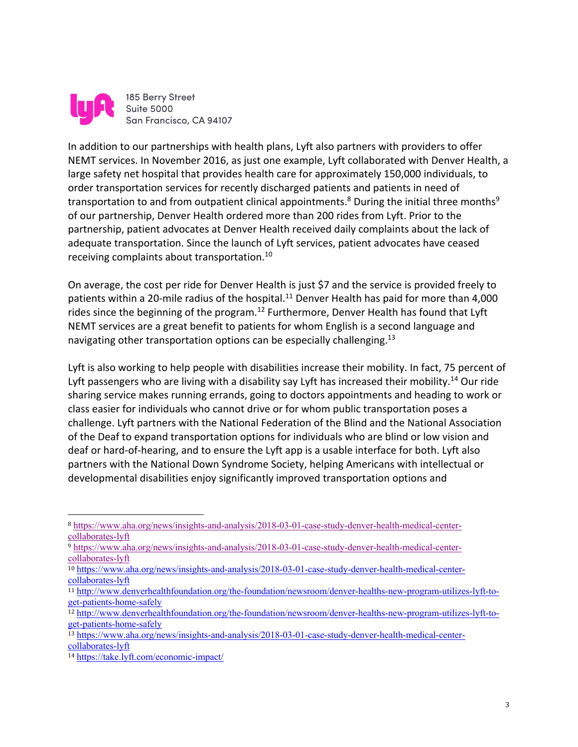185 Berry Street
Suite 5000
San Francisco, CA 94107

In addition to our partnerships with health plans, Lyft also partners with providers to offer NEMT services. In November 2016, as just one example, Lyft collaborated with Denver Health, a large safety net hospital that provides health care for approximately 150,000 individuals, to order transportation services for recently discharged patients and patients in need of transportation to and from outpatient clinical appointments.[8] During the initial three months[9] of our partnership, Denver Health ordered more than 200 rides from Lyft. Prior to the partnership, patient advocates at Denver Health received daily complaints about the lack of adequate transportation. Since the launch of Lyft services, patient advocates have ceased receiving complaints about transportation.[10]

On average, the cost per ride for Denver Health is just $7 and the service is provided freely to patients within a 20-mile radius of the hospital.[11] Denver Health has paid for more than 4,000 rides since the beginning of the program.[12] Furthermore, Denver Health has found that Lyft NEMT services are a great benefit to patients for whom English is a second language and navigating other transportation options can be especially challenging.[13]

Lyft is also working to help people with disabilities increase their mobility. In fact, 75 percent of Lyft passengers who are living with a disability say Lyft has increased their mobility.[14] Our ride sharing service makes running errands, going to doctors appointments and heading to work or class easier for individuals who cannot drive or for whom public transportation poses a challenge. Lyft partners with the National Federation of the Blind and the National Association of the Deaf to expand transportation options for individuals who are blind or low vision and deaf or hard-of-hearing, and to ensure the Lyft app is a usable interface for both. Lyft also partners with the National Down Syndrome Society, helping Americans with intellectual or developmental disabilities enjoy significantly improved transportation options and

---

[8] https://www.aha.org/news/insights-and-analysis/2018-03-01-case-study-denver-health-medical-center-collaborates-lyft

[9] https://www.aha.org/news/insights-and-analysis/2018-03-01-case-study-denver-health-medical-center-collaborates-lyft

[10] https://www.aha.org/news/insights-and-analysis/2018-03-01-case-study-denver-health-medical-center-collaborates-lyft

[11] http://www.denverhealthfoundation.org/the-foundation/newsroom/denver-healths-new-program-utilizes-lyft-to-get-patients-home-safely

[12] http://www.denverhealthfoundation.org/the-foundation/newsroom/denver-healths-new-program-utilizes-lyft-to-get-patients-home-safely

[13] https://www.aha.org/news/insights-and-analysis/2018-03-01-case-study-denver-health-medical-center-collaborates-lyft

[14] https://take.lyft.com/economic-impact/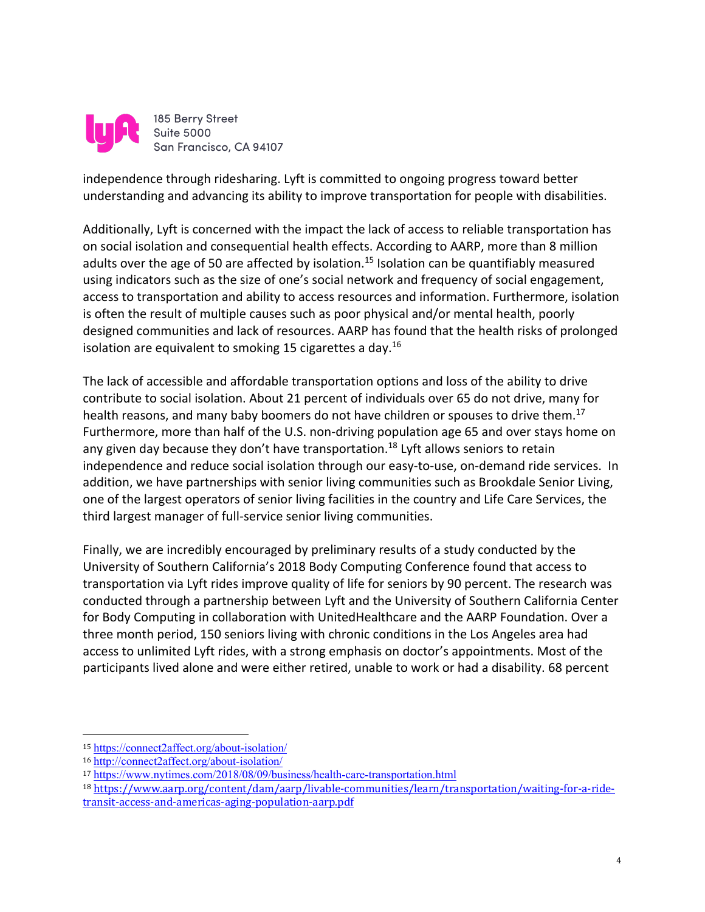independence through ridesharing. Lyft is committed to ongoing progress toward better understanding and advancing its ability to improve transportation for people with disabilities.

Additionally, Lyft is concerned with the impact the lack of access to reliable transportation has on social isolation and consequential health effects. According to AARP, more than 8 million adults over the age of 50 are affected by isolation.[15] Isolation can be quantifiably measured using indicators such as the size of one's social network and frequency of social engagement, access to transportation and ability to access resources and information. Furthermore, isolation is often the result of multiple causes such as poor physical and/or mental health, poorly designed communities and lack of resources. AARP has found that the health risks of prolonged isolation are equivalent to smoking 15 cigarettes a day.[16]

The lack of accessible and affordable transportation options and loss of the ability to drive contribute to social isolation. About 21 percent of individuals over 65 do not drive, many for health reasons, and many baby boomers do not have children or spouses to drive them.[17] Furthermore, more than half of the U.S. non-driving population age 65 and over stays home on any given day because they don't have transportation.[18] Lyft allows seniors to retain independence and reduce social isolation through our easy-to-use, on-demand ride services. In addition, we have partnerships with senior living communities such as Brookdale Senior Living, one of the largest operators of senior living facilities in the country and Life Care Services, the third largest manager of full-service senior living communities.

Finally, we are incredibly encouraged by preliminary results of a study conducted by the University of Southern California's 2018 Body Computing Conference found that access to transportation via Lyft rides improve quality of life for seniors by 90 percent. The research was conducted through a partnership between Lyft and the University of Southern California Center for Body Computing in collaboration with UnitedHealthcare and the AARP Foundation. Over a three month period, 150 seniors living with chronic conditions in the Los Angeles area had access to unlimited Lyft rides, with a strong emphasis on doctor's appointments. Most of the participants lived alone and were either retired, unable to work or had a disability. 68 percent

---

[15] https://connect2affect.org/about-isolation/

[16] http://connect2affect.org/about-isolation/

[17] https://www.nytimes.com/2018/08/09/business/health-care-transportation.html

[18] https://www.aarp.org/content/dam/aarp/livable-communities/learn/transportation/waiting-for-a-ride-transit-access-and-americas-aging-population-aarp.pdf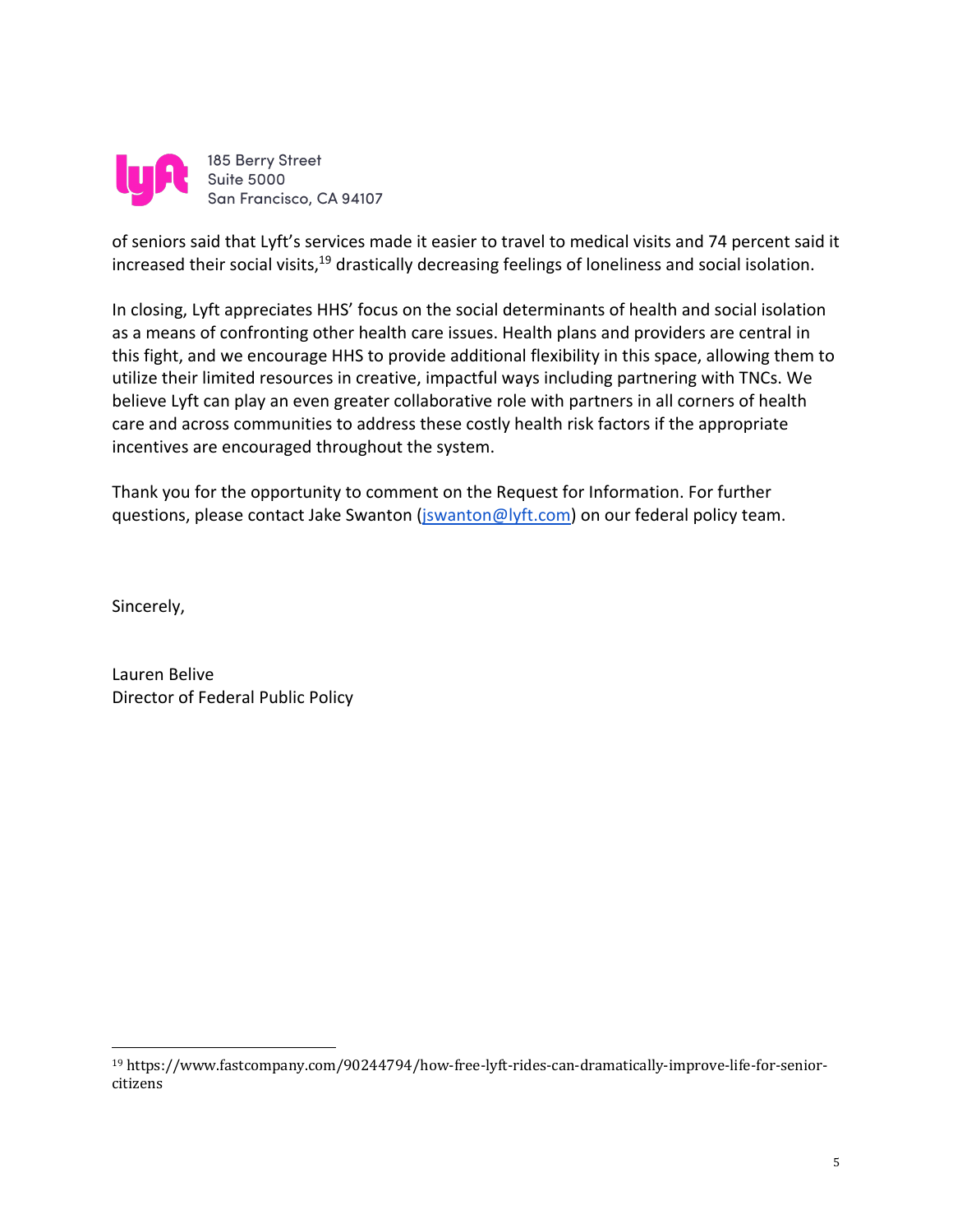185 Berry Street
Suite 5000
San Francisco, CA 94107

of seniors said that Lyft's services made it easier to travel to medical visits and 74 percent said it increased their social visits,[19] drastically decreasing feelings of loneliness and social isolation.

In closing, Lyft appreciates HHS' focus on the social determinants of health and social isolation as a means of confronting other health care issues. Health plans and providers are central in this fight, and we encourage HHS to provide additional flexibility in this space, allowing them to utilize their limited resources in creative, impactful ways including partnering with TNCs. We believe Lyft can play an even greater collaborative role with partners in all corners of health care and across communities to address these costly health risk factors if the appropriate incentives are encouraged throughout the system.

Thank you for the opportunity to comment on the Request for Information. For further questions, please contact Jake Swanton (jswanton@lyft.com) on our federal policy team.

Sincerely,

Lauren Belive
Director of Federal Public Policy

---

[19] https://www.fastcompany.com/90244794/how-free-lyft-rides-can-dramatically-improve-life-for-senior-citizens